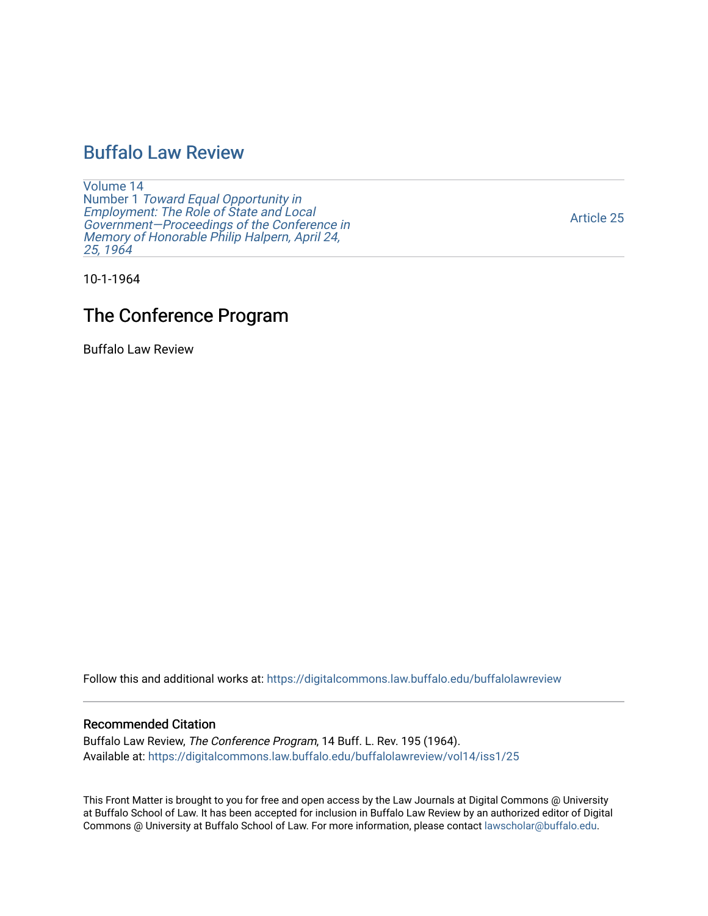# Buffalo Law Review

Volume 14
Number 1 *Toward Equal Opportunity in Employment: The Role of State and Local Government—Proceedings of the Conference in Memory of Honorable Philip Halpern, April 24, 25, 1964*

Article 25

10-1-1964

## The Conference Program

Buffalo Law Review

Follow this and additional works at: https://digitalcommons.law.buffalo.edu/buffalolawreview

### Recommended Citation

Buffalo Law Review, *The Conference Program*, 14 Buff. L. Rev. 195 (1964).
Available at: https://digitalcommons.law.buffalo.edu/buffalolawreview/vol14/iss1/25

This Front Matter is brought to you for free and open access by the Law Journals at Digital Commons @ University at Buffalo School of Law. It has been accepted for inclusion in Buffalo Law Review by an authorized editor of Digital Commons @ University at Buffalo School of Law. For more information, please contact lawscholar@buffalo.edu.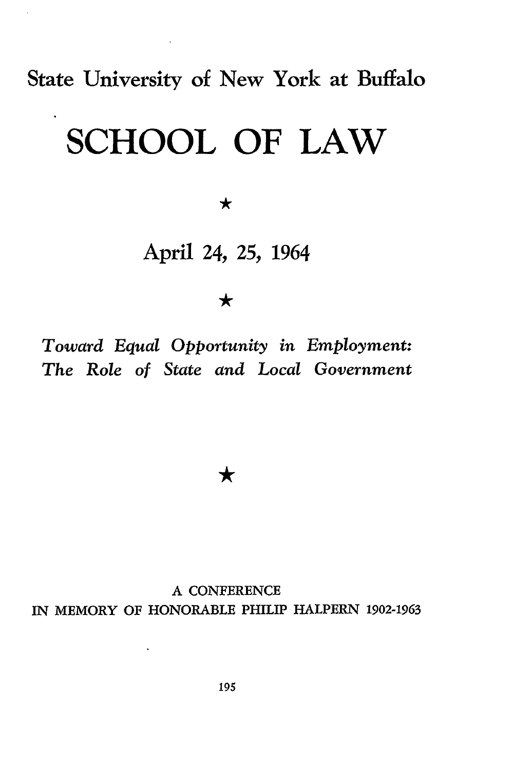State University of New York at Buffalo

# SCHOOL OF LAW

★

April 24, 25, 1964

★

*Toward Equal Opportunity in Employment: The Role of State and Local Government*

★

A CONFERENCE
IN MEMORY OF HONORABLE PHILIP HALPERN 1902-1963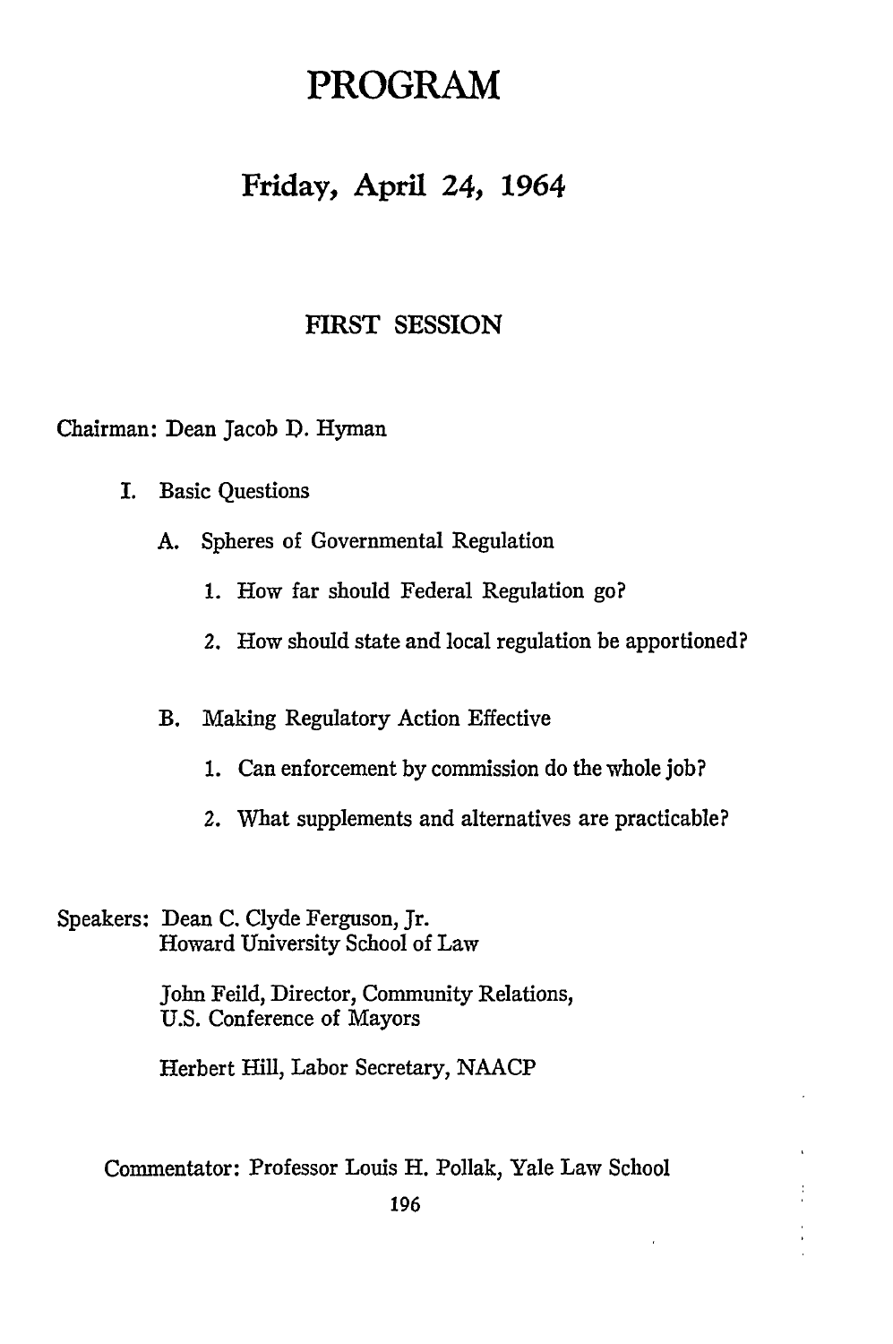# PROGRAM

## Friday, April 24, 1964

### FIRST SESSION

Chairman: Dean Jacob D. Hyman

I. Basic Questions

   A. Spheres of Governmental Regulation

      1. How far should Federal Regulation go?

      2. How should state and local regulation be apportioned?

   B. Making Regulatory Action Effective

      1. Can enforcement by commission do the whole job?

      2. What supplements and alternatives are practicable?

Speakers: Dean C. Clyde Ferguson, Jr.
Howard University School of Law

John Feild, Director, Community Relations,
U.S. Conference of Mayors

Herbert Hill, Labor Secretary, NAACP

Commentator: Professor Louis H. Pollak, Yale Law School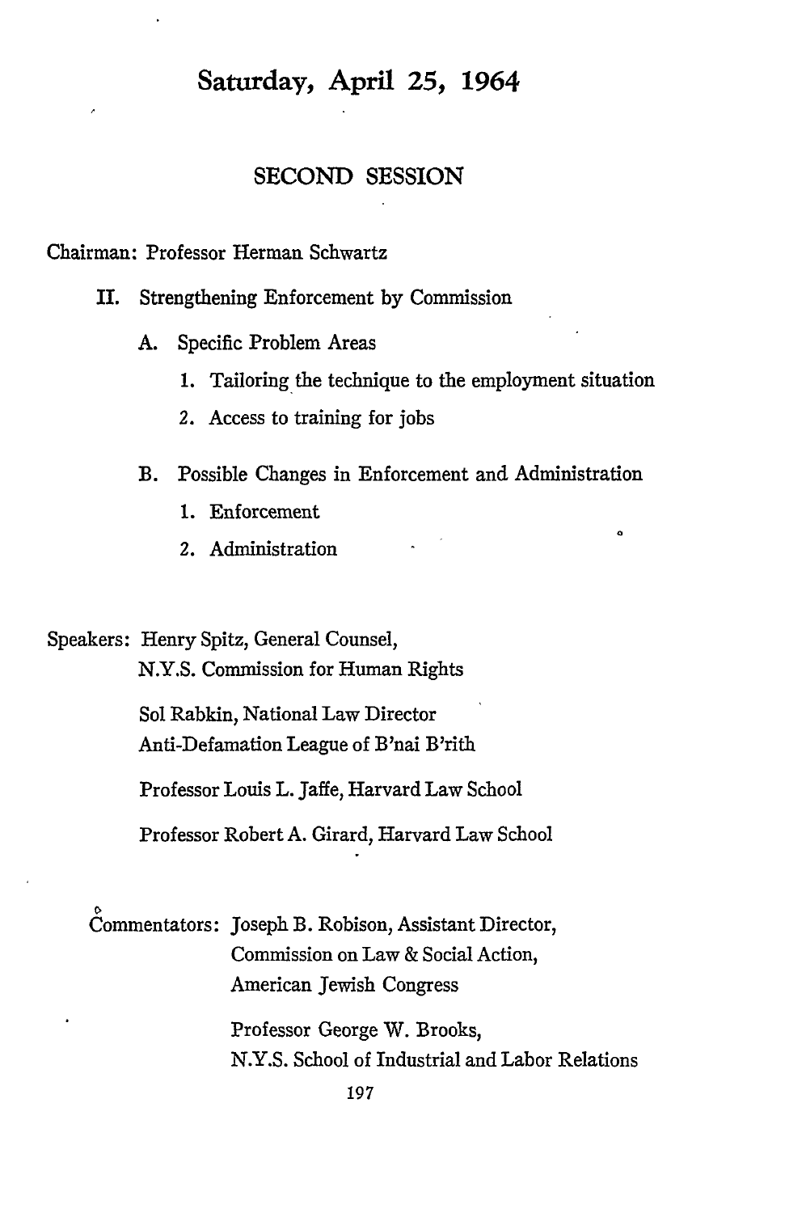# Saturday, April 25, 1964

## SECOND SESSION

Chairman: Professor Herman Schwartz

II. Strengthening Enforcement by Commission

  A. Specific Problem Areas

    1. Tailoring the technique to the employment situation

    2. Access to training for jobs

  B. Possible Changes in Enforcement and Administration

    1. Enforcement

    2. Administration

Speakers: Henry Spitz, General Counsel,
N.Y.S. Commission for Human Rights

Sol Rabkin, National Law Director
Anti-Defamation League of B'nai B'rith

Professor Louis L. Jaffe, Harvard Law School

Professor Robert A. Girard, Harvard Law School

Commentators: Joseph B. Robison, Assistant Director,
Commission on Law & Social Action,
American Jewish Congress

Professor George W. Brooks,
N.Y.S. School of Industrial and Labor Relations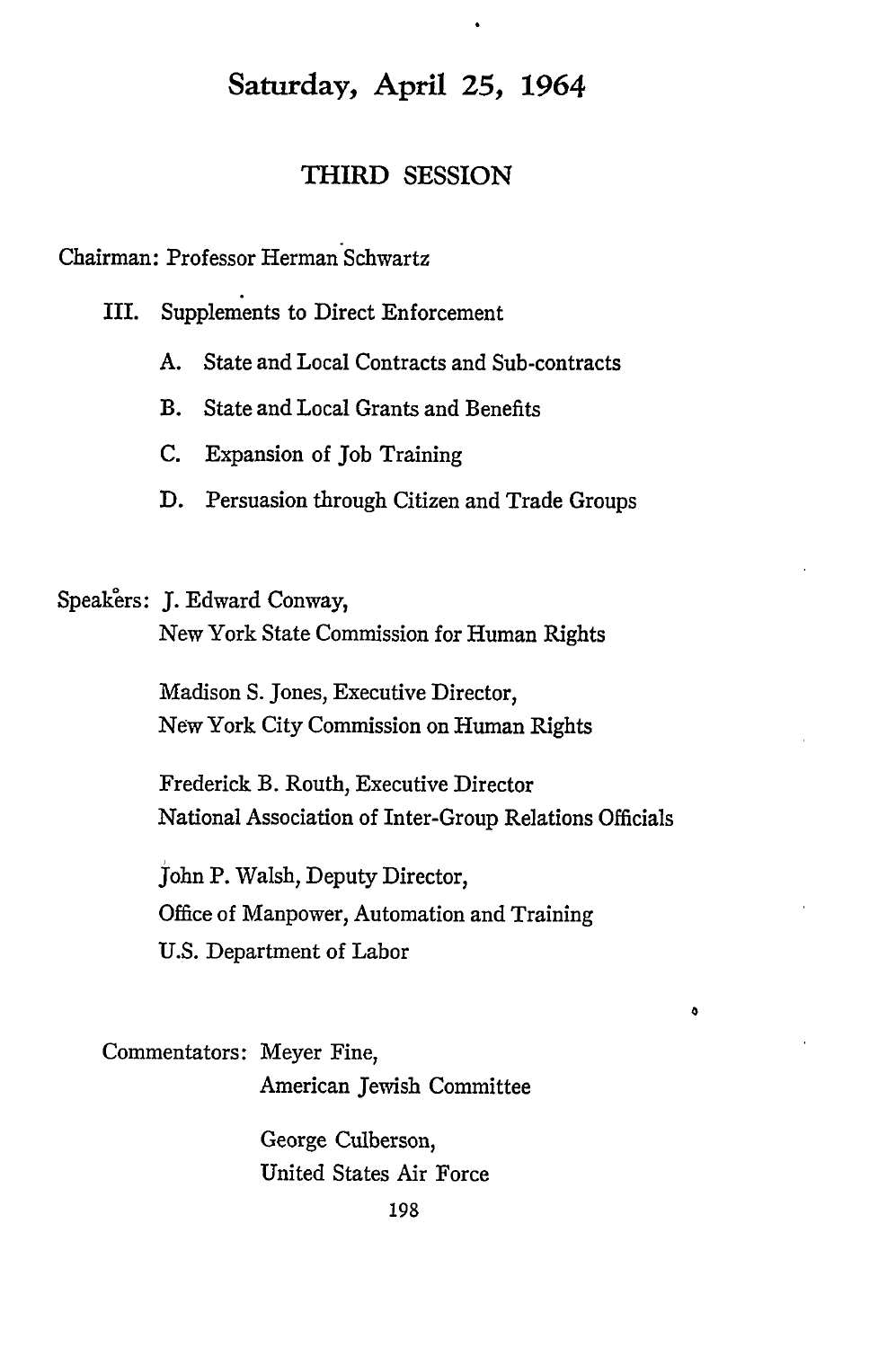# Saturday, April 25, 1964

## THIRD SESSION

Chairman: Professor Herman Schwartz

III. Supplements to Direct Enforcement

A. State and Local Contracts and Sub-contracts

B. State and Local Grants and Benefits

C. Expansion of Job Training

D. Persuasion through Citizen and Trade Groups

Speakers: J. Edward Conway,
New York State Commission for Human Rights

Madison S. Jones, Executive Director,
New York City Commission on Human Rights

Frederick B. Routh, Executive Director
National Association of Inter-Group Relations Officials

John P. Walsh, Deputy Director,
Office of Manpower, Automation and Training
U.S. Department of Labor

Commentators: Meyer Fine,
American Jewish Committee

George Culberson,
United States Air Force